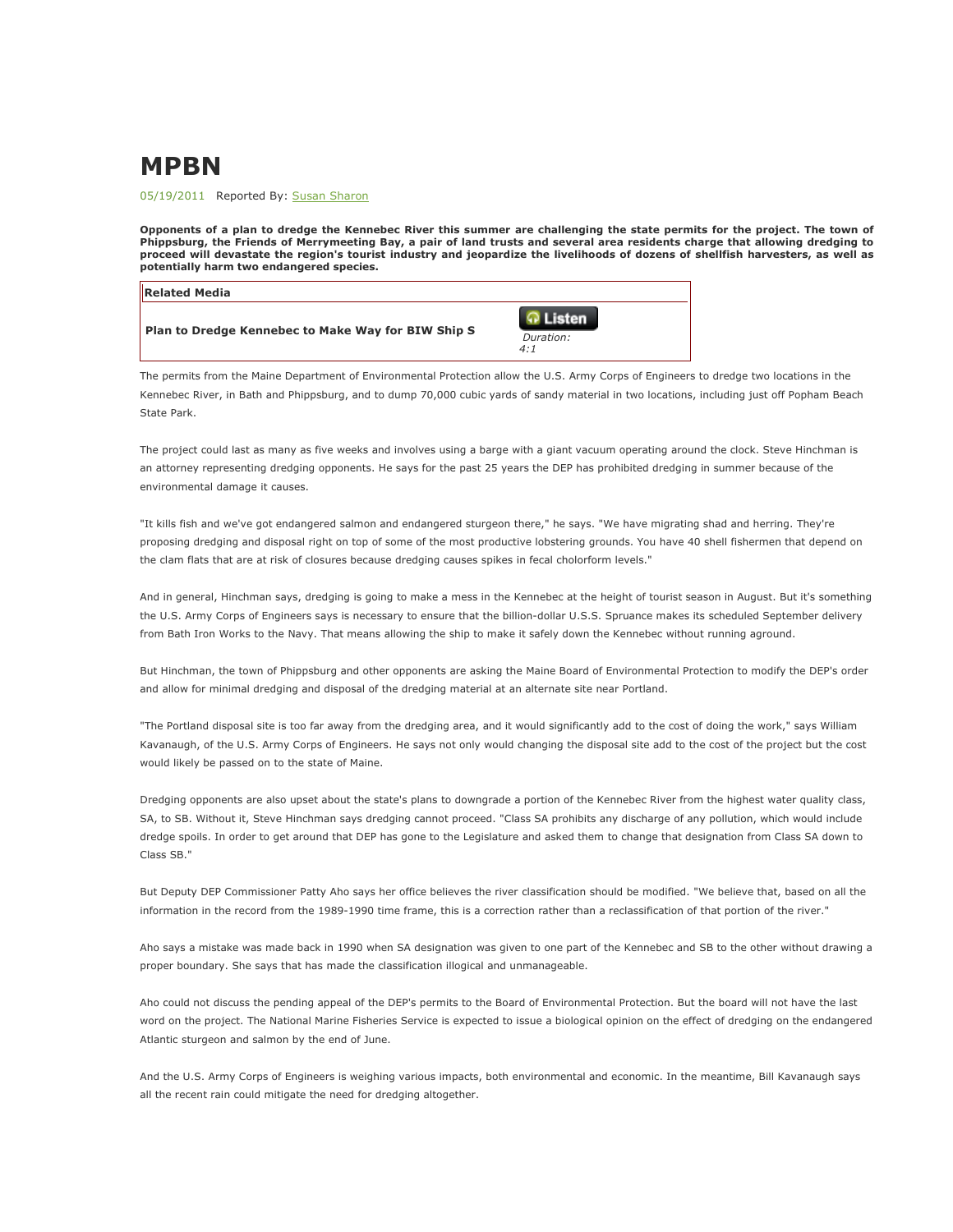# MPBN

05/19/2011 Reported By: Susan Sharon

**Opponents of a plan to dredge the Kennebec River this summer are challenging the state permits for the project. The town of Phippsburg, the Friends of Merrymeeting Bay, a pair of land trusts and several area residents charge that allowing dredging to proceed will devastate the region's tourist industry and jeopardize the livelihoods of dozens of shellfish harvesters, as well as potentially harm two endangered species.**

| **Related Media** | |
|---|---|
| **Plan to Dredge Kennebec to Make Way for BIW Ship S** | Listen *Duration: 4:1* |

The permits from the Maine Department of Environmental Protection allow the U.S. Army Corps of Engineers to dredge two locations in the Kennebec River, in Bath and Phippsburg, and to dump 70,000 cubic yards of sandy material in two locations, including just off Popham Beach State Park.

The project could last as many as five weeks and involves using a barge with a giant vacuum operating around the clock. Steve Hinchman is an attorney representing dredging opponents. He says for the past 25 years the DEP has prohibited dredging in summer because of the environmental damage it causes.

"It kills fish and we've got endangered salmon and endangered sturgeon there," he says. "We have migrating shad and herring. They're proposing dredging and disposal right on top of some of the most productive lobstering grounds. You have 40 shell fishermen that depend on the clam flats that are at risk of closures because dredging causes spikes in fecal cholorform levels."

And in general, Hinchman says, dredging is going to make a mess in the Kennebec at the height of tourist season in August. But it's something the U.S. Army Corps of Engineers says is necessary to ensure that the billion-dollar U.S.S. Spruance makes its scheduled September delivery from Bath Iron Works to the Navy. That means allowing the ship to make it safely down the Kennebec without running aground.

But Hinchman, the town of Phippsburg and other opponents are asking the Maine Board of Environmental Protection to modify the DEP's order and allow for minimal dredging and disposal of the dredging material at an alternate site near Portland.

"The Portland disposal site is too far away from the dredging area, and it would significantly add to the cost of doing the work," says William Kavanaugh, of the U.S. Army Corps of Engineers. He says not only would changing the disposal site add to the cost of the project but the cost would likely be passed on to the state of Maine.

Dredging opponents are also upset about the state's plans to downgrade a portion of the Kennebec River from the highest water quality class, SA, to SB. Without it, Steve Hinchman says dredging cannot proceed. "Class SA prohibits any discharge of any pollution, which would include dredge spoils. In order to get around that DEP has gone to the Legislature and asked them to change that designation from Class SA down to Class SB."

But Deputy DEP Commissioner Patty Aho says her office believes the river classification should be modified. "We believe that, based on all the information in the record from the 1989-1990 time frame, this is a correction rather than a reclassification of that portion of the river."

Aho says a mistake was made back in 1990 when SA designation was given to one part of the Kennebec and SB to the other without drawing a proper boundary. She says that has made the classification illogical and unmanageable.

Aho could not discuss the pending appeal of the DEP's permits to the Board of Environmental Protection. But the board will not have the last word on the project. The National Marine Fisheries Service is expected to issue a biological opinion on the effect of dredging on the endangered Atlantic sturgeon and salmon by the end of June.

And the U.S. Army Corps of Engineers is weighing various impacts, both environmental and economic. In the meantime, Bill Kavanaugh says all the recent rain could mitigate the need for dredging altogether.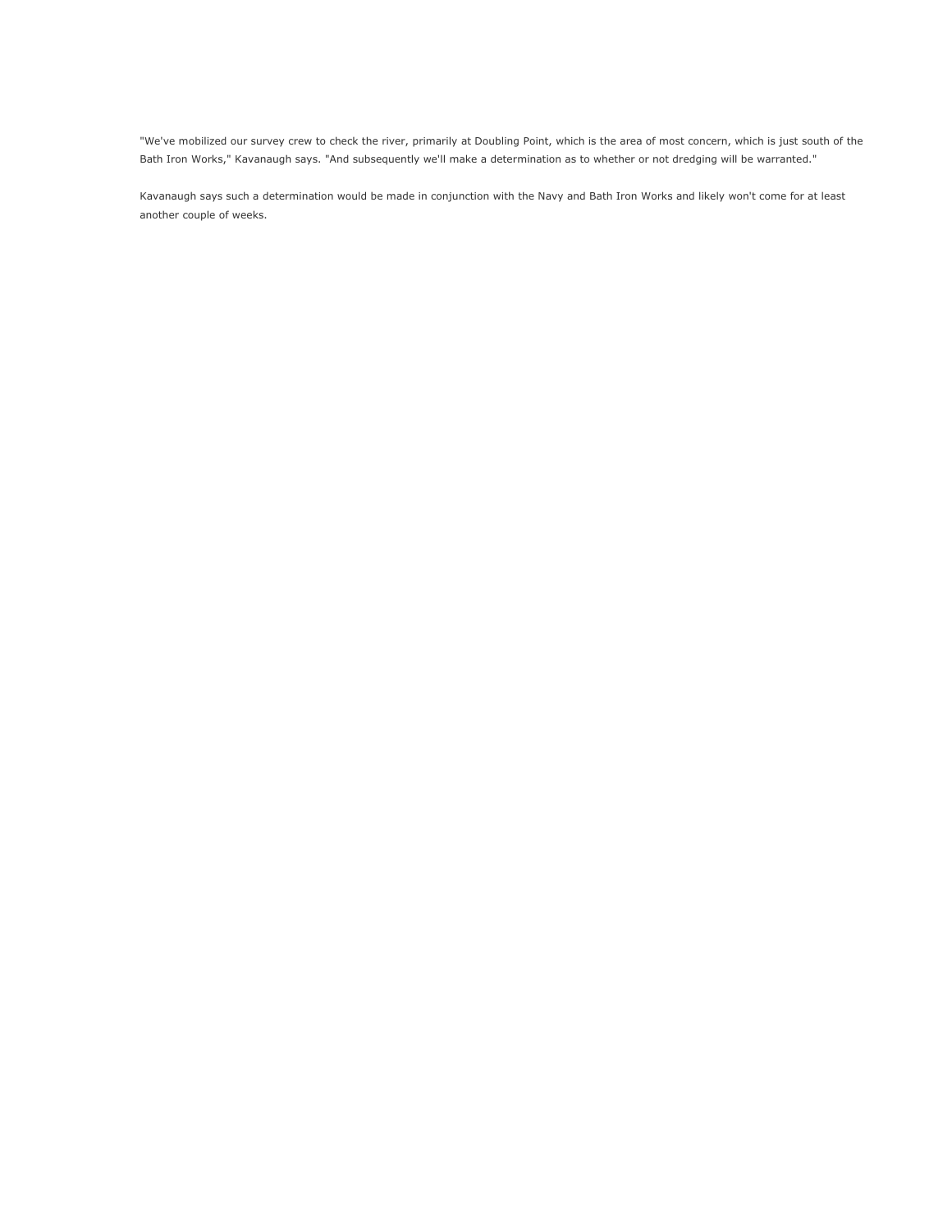"We've mobilized our survey crew to check the river, primarily at Doubling Point, which is the area of most concern, which is just south of the Bath Iron Works," Kavanaugh says. "And subsequently we'll make a determination as to whether or not dredging will be warranted."

Kavanaugh says such a determination would be made in conjunction with the Navy and Bath Iron Works and likely won't come for at least another couple of weeks.